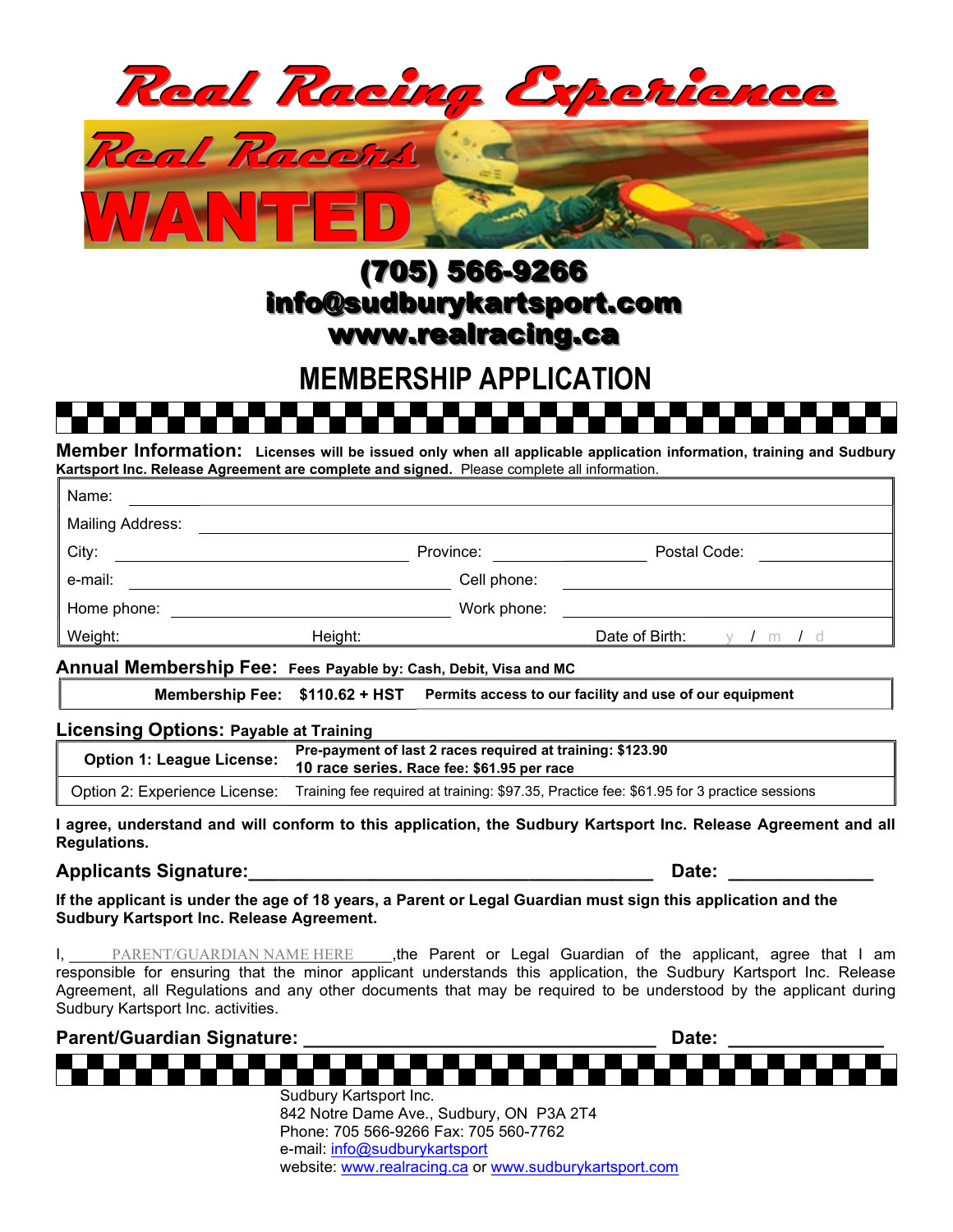# Real Racing Experience

## Real Racers WANTED

**(705) 566-9266**
**info@sudburykartsport.com**
**www.realracing.ca**

# MEMBERSHIP APPLICATION

**Member Information:** **Licenses will be issued only when all applicable application information, training and Sudbury Kartsport Inc. Release Agreement are complete and signed.** Please complete all information.

| | | | | | |
|---|---|---|---|---|---|
| Name: | | | | | |
| Mailing Address: | | | | | |
| City: | | Province: | | Postal Code: | |
| e-mail: | | Cell phone: | | | |
| Home phone: | | Work phone: | | | |
| Weight: | | Height: | | Date of Birth: | y / m / d |

**Annual Membership Fee:** **Fees Payable by: Cash, Debit, Visa and MC**

| **Membership Fee:** | **$110.62 + HST** | **Permits access to our facility and use of our equipment** |
|---|---|---|

**Licensing Options:** **Payable at Training**

| | |
|---|---|
| **Option 1: League License:** | **Pre-payment of last 2 races required at training: $123.90**<br>**10 race series. Race fee: $61.95 per race** |
| Option 2: Experience License: | Training fee required at training: $97.35, Practice fee: $61.95 for 3 practice sessions |

**I agree, understand and will conform to this application, the Sudbury Kartsport Inc. Release Agreement and all Regulations.**

**Applicants Signature:**_______________________________________ **Date:** ______________

**If the applicant is under the age of 18 years, a Parent or Legal Guardian must sign this application and the Sudbury Kartsport Inc. Release Agreement.**

I, PARENT/GUARDIAN NAME HERE ,the Parent or Legal Guardian of the applicant, agree that I am responsible for ensuring that the minor applicant understands this application, the Sudbury Kartsport Inc. Release Agreement, all Regulations and any other documents that may be required to be understood by the applicant during Sudbury Kartsport Inc. activities.

**Parent/Guardian Signature:** __________________________________ **Date:** _______________

Sudbury Kartsport Inc.
842 Notre Dame Ave., Sudbury, ON P3A 2T4
Phone: 705 566-9266 Fax: 705 560-7762
e-mail: info@sudburykartsport
website: www.realracing.ca or www.sudburykartsport.com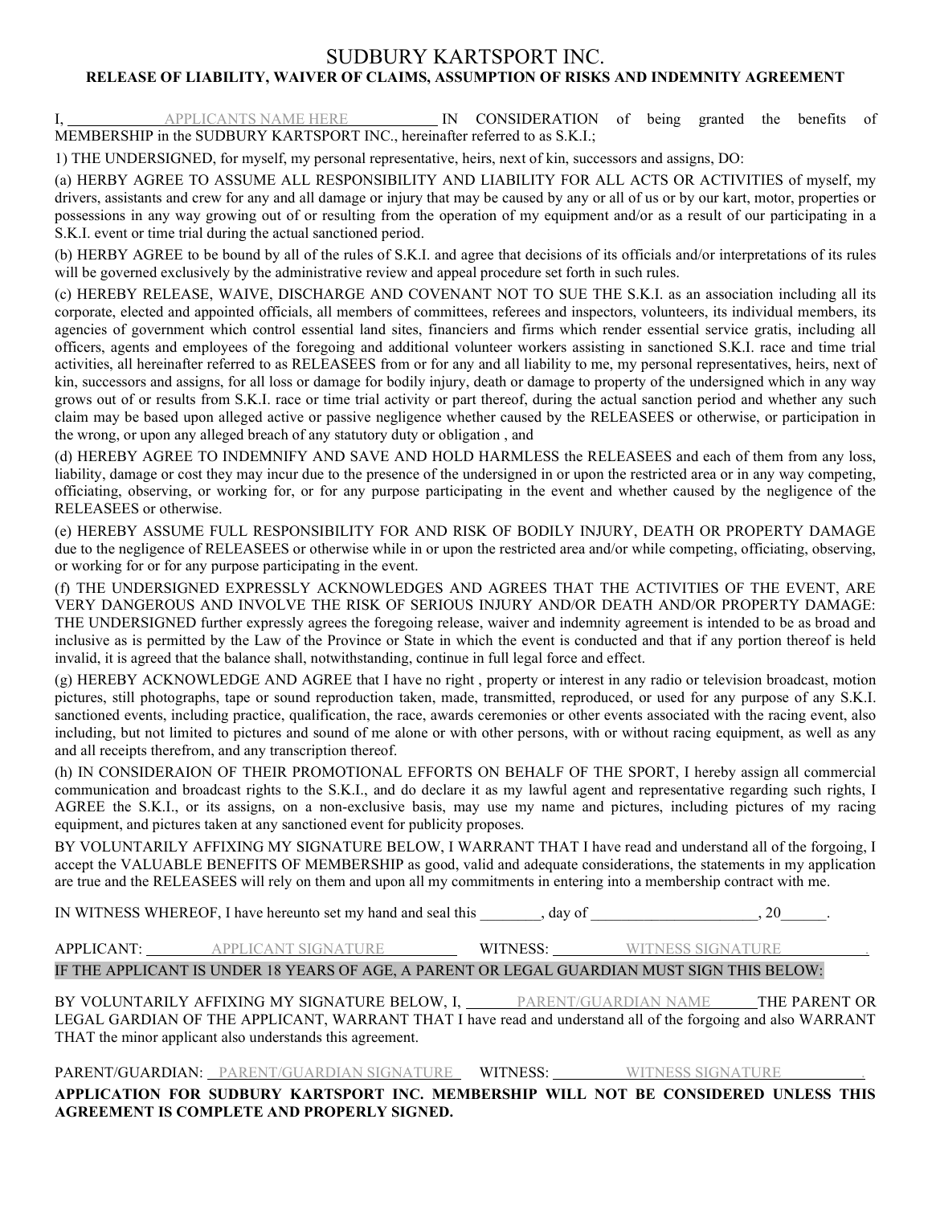# SUDBURY KARTSPORT INC.

## RELEASE OF LIABILITY, WAIVER OF CLAIMS, ASSUMPTION OF RISKS AND INDEMNITY AGREEMENT

I, APPLICANTS NAME HERE IN CONSIDERATION of being granted the benefits of MEMBERSHIP in the SUDBURY KARTSPORT INC., hereinafter referred to as S.K.I.;

1) THE UNDERSIGNED, for myself, my personal representative, heirs, next of kin, successors and assigns, DO:

(a) HERBY AGREE TO ASSUME ALL RESPONSIBILITY AND LIABILITY FOR ALL ACTS OR ACTIVITIES of myself, my drivers, assistants and crew for any and all damage or injury that may be caused by any or all of us or by our kart, motor, properties or possessions in any way growing out of or resulting from the operation of my equipment and/or as a result of our participating in a S.K.I. event or time trial during the actual sanctioned period.

(b) HERBY AGREE to be bound by all of the rules of S.K.I. and agree that decisions of its officials and/or interpretations of its rules will be governed exclusively by the administrative review and appeal procedure set forth in such rules.

(c) HEREBY RELEASE, WAIVE, DISCHARGE AND COVENANT NOT TO SUE THE S.K.I. as an association including all its corporate, elected and appointed officials, all members of committees, referees and inspectors, volunteers, its individual members, its agencies of government which control essential land sites, financiers and firms which render essential service gratis, including all officers, agents and employees of the foregoing and additional volunteer workers assisting in sanctioned S.K.I. race and time trial activities, all hereinafter referred to as RELEASEES from or for any and all liability to me, my personal representatives, heirs, next of kin, successors and assigns, for all loss or damage for bodily injury, death or damage to property of the undersigned which in any way grows out of or results from S.K.I. race or time trial activity or part thereof, during the actual sanction period and whether any such claim may be based upon alleged active or passive negligence whether caused by the RELEASEES or otherwise, or participation in the wrong, or upon any alleged breach of any statutory duty or obligation , and

(d) HEREBY AGREE TO INDEMNIFY AND SAVE AND HOLD HARMLESS the RELEASEES and each of them from any loss, liability, damage or cost they may incur due to the presence of the undersigned in or upon the restricted area or in any way competing, officiating, observing, or working for, or for any purpose participating in the event and whether caused by the negligence of the RELEASEES or otherwise.

(e) HEREBY ASSUME FULL RESPONSIBILITY FOR AND RISK OF BODILY INJURY, DEATH OR PROPERTY DAMAGE due to the negligence of RELEASEES or otherwise while in or upon the restricted area and/or while competing, officiating, observing, or working for or for any purpose participating in the event.

(f) THE UNDERSIGNED EXPRESSLY ACKNOWLEDGES AND AGREES THAT THE ACTIVITIES OF THE EVENT, ARE VERY DANGEROUS AND INVOLVE THE RISK OF SERIOUS INJURY AND/OR DEATH AND/OR PROPERTY DAMAGE: THE UNDERSIGNED further expressly agrees the foregoing release, waiver and indemnity agreement is intended to be as broad and inclusive as is permitted by the Law of the Province or State in which the event is conducted and that if any portion thereof is held invalid, it is agreed that the balance shall, notwithstanding, continue in full legal force and effect.

(g) HEREBY ACKNOWLEDGE AND AGREE that I have no right , property or interest in any radio or television broadcast, motion pictures, still photographs, tape or sound reproduction taken, made, transmitted, reproduced, or used for any purpose of any S.K.I. sanctioned events, including practice, qualification, the race, awards ceremonies or other events associated with the racing event, also including, but not limited to pictures and sound of me alone or with other persons, with or without racing equipment, as well as any and all receipts therefrom, and any transcription thereof.

(h) IN CONSIDERAION OF THEIR PROMOTIONAL EFFORTS ON BEHALF OF THE SPORT, I hereby assign all commercial communication and broadcast rights to the S.K.I., and do declare it as my lawful agent and representative regarding such rights, I AGREE the S.K.I., or its assigns, on a non-exclusive basis, may use my name and pictures, including pictures of my racing equipment, and pictures taken at any sanctioned event for publicity proposes.

BY VOLUNTARILY AFFIXING MY SIGNATURE BELOW, I WARRANT THAT I have read and understand all of the forgoing, I accept the VALUABLE BENEFITS OF MEMBERSHIP as good, valid and adequate considerations, the statements in my application are true and the RELEASEES will rely on them and upon all my commitments in entering into a membership contract with me.

IN WITNESS WHEREOF, I have hereunto set my hand and seal this ________, day of ______________________, 20______.

APPLICANT: APPLICANT SIGNATURE WITNESS: WITNESS SIGNATURE .

IF THE APPLICANT IS UNDER 18 YEARS OF AGE, A PARENT OR LEGAL GUARDIAN MUST SIGN THIS BELOW:

BY VOLUNTARILY AFFIXING MY SIGNATURE BELOW, I, PARENT/GUARDIAN NAME THE PARENT OR LEGAL GARDIAN OF THE APPLICANT, WARRANT THAT I have read and understand all of the forgoing and also WARRANT THAT the minor applicant also understands this agreement.

PARENT/GUARDIAN: PARENT/GUARDIAN SIGNATURE WITNESS: WITNESS SIGNATURE .

**APPLICATION FOR SUDBURY KARTSPORT INC. MEMBERSHIP WILL NOT BE CONSIDERED UNLESS THIS AGREEMENT IS COMPLETE AND PROPERLY SIGNED.**